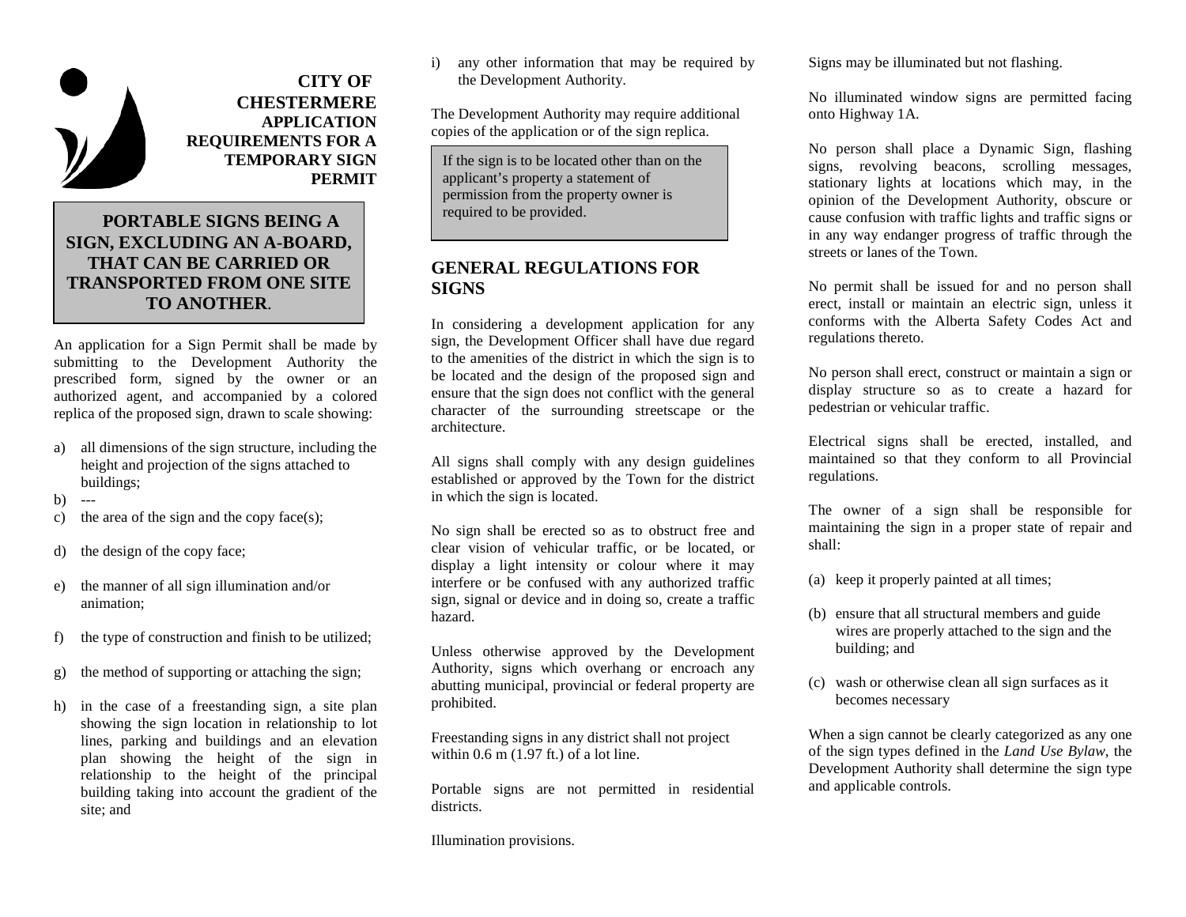# CITY OF CHESTERMERE

## APPLICATION REQUIREMENTS FOR A TEMPORARY SIGN PERMIT

**PORTABLE SIGNS BEING A SIGN, EXCLUDING AN A-BOARD, THAT CAN BE CARRIED OR TRANSPORTED FROM ONE SITE TO ANOTHER**.

An application for a Sign Permit shall be made by submitting to the Development Authority the prescribed form, signed by the owner or an authorized agent, and accompanied by a colored replica of the proposed sign, drawn to scale showing:

a) all dimensions of the sign structure, including the height and projection of the signs attached to buildings;

b) ---

c) the area of the sign and the copy face(s);

d) the design of the copy face;

e) the manner of all sign illumination and/or animation;

f) the type of construction and finish to be utilized;

g) the method of supporting or attaching the sign;

h) in the case of a freestanding sign, a site plan showing the sign location in relationship to lot lines, parking and buildings and an elevation plan showing the height of the sign in relationship to the height of the principal building taking into account the gradient of the site; and

i) any other information that may be required by the Development Authority.

The Development Authority may require additional copies of the application or of the sign replica.

If the sign is to be located other than on the applicant's property a statement of permission from the property owner is required to be provided.

## GENERAL REGULATIONS FOR SIGNS

In considering a development application for any sign, the Development Officer shall have due regard to the amenities of the district in which the sign is to be located and the design of the proposed sign and ensure that the sign does not conflict with the general character of the surrounding streetscape or the architecture.

All signs shall comply with any design guidelines established or approved by the Town for the district in which the sign is located.

No sign shall be erected so as to obstruct free and clear vision of vehicular traffic, or be located, or display a light intensity or colour where it may interfere or be confused with any authorized traffic sign, signal or device and in doing so, create a traffic hazard.

Unless otherwise approved by the Development Authority, signs which overhang or encroach any abutting municipal, provincial or federal property are prohibited.

Freestanding signs in any district shall not project within 0.6 m (1.97 ft.) of a lot line.

Portable signs are not permitted in residential districts.

Illumination provisions.

Signs may be illuminated but not flashing.

No illuminated window signs are permitted facing onto Highway 1A.

No person shall place a Dynamic Sign, flashing signs, revolving beacons, scrolling messages, stationary lights at locations which may, in the opinion of the Development Authority, obscure or cause confusion with traffic lights and traffic signs or in any way endanger progress of traffic through the streets or lanes of the Town.

No permit shall be issued for and no person shall erect, install or maintain an electric sign, unless it conforms with the Alberta Safety Codes Act and regulations thereto.

No person shall erect, construct or maintain a sign or display structure so as to create a hazard for pedestrian or vehicular traffic.

Electrical signs shall be erected, installed, and maintained so that they conform to all Provincial regulations.

The owner of a sign shall be responsible for maintaining the sign in a proper state of repair and shall:

(a) keep it properly painted at all times;

(b) ensure that all structural members and guide wires are properly attached to the sign and the building; and

(c) wash or otherwise clean all sign surfaces as it becomes necessary

When a sign cannot be clearly categorized as any one of the sign types defined in the *Land Use Bylaw*, the Development Authority shall determine the sign type and applicable controls.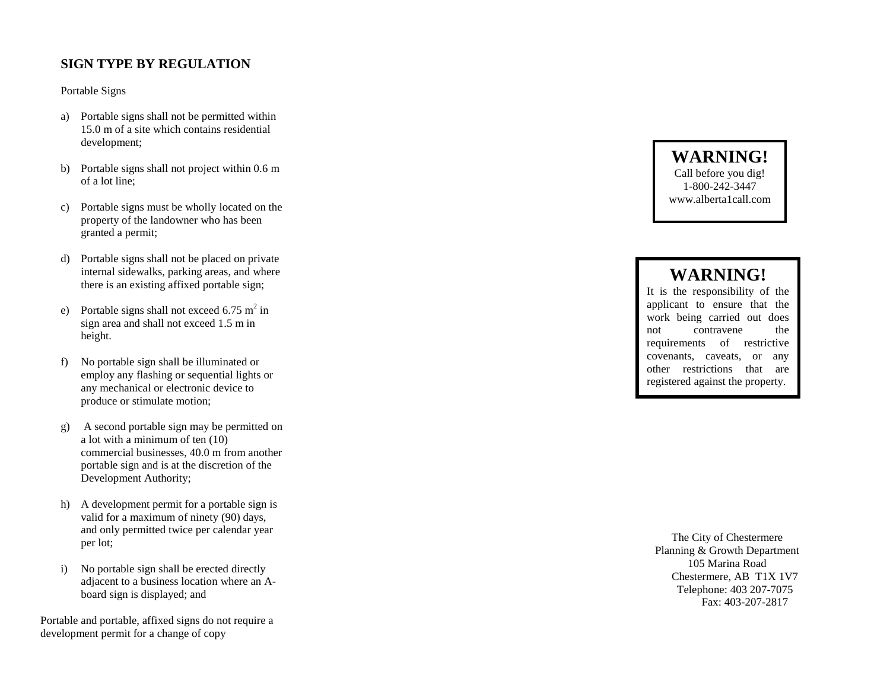## SIGN TYPE BY REGULATION

Portable Signs

a) Portable signs shall not be permitted within 15.0 m of a site which contains residential development;

b) Portable signs shall not project within 0.6 m of a lot line;

c) Portable signs must be wholly located on the property of the landowner who has been granted a permit;

d) Portable signs shall not be placed on private internal sidewalks, parking areas, and where there is an existing affixed portable sign;

e) Portable signs shall not exceed 6.75 $m^2$ in sign area and shall not exceed 1.5 m in height.

f) No portable sign shall be illuminated or employ any flashing or sequential lights or any mechanical or electronic device to produce or stimulate motion;

g) A second portable sign may be permitted on a lot with a minimum of ten (10) commercial businesses, 40.0 m from another portable sign and is at the discretion of the Development Authority;

h) A development permit for a portable sign is valid for a maximum of ninety (90) days, and only permitted twice per calendar year per lot;

i) No portable sign shall be erected directly adjacent to a business location where an A-board sign is displayed; and

Portable and portable, affixed signs do not require a development permit for a change of copy

**WARNING!**
Call before you dig!
1-800-242-3447
www.alberta1call.com

**WARNING!**
It is the responsibility of the applicant to ensure that the work being carried out does not contravene the requirements of restrictive covenants, caveats, or any other restrictions that are registered against the property.

The City of Chestermere
Planning & Growth Department
105 Marina Road
Chestermere, AB T1X 1V7
Telephone: 403 207-7075
Fax: 403-207-2817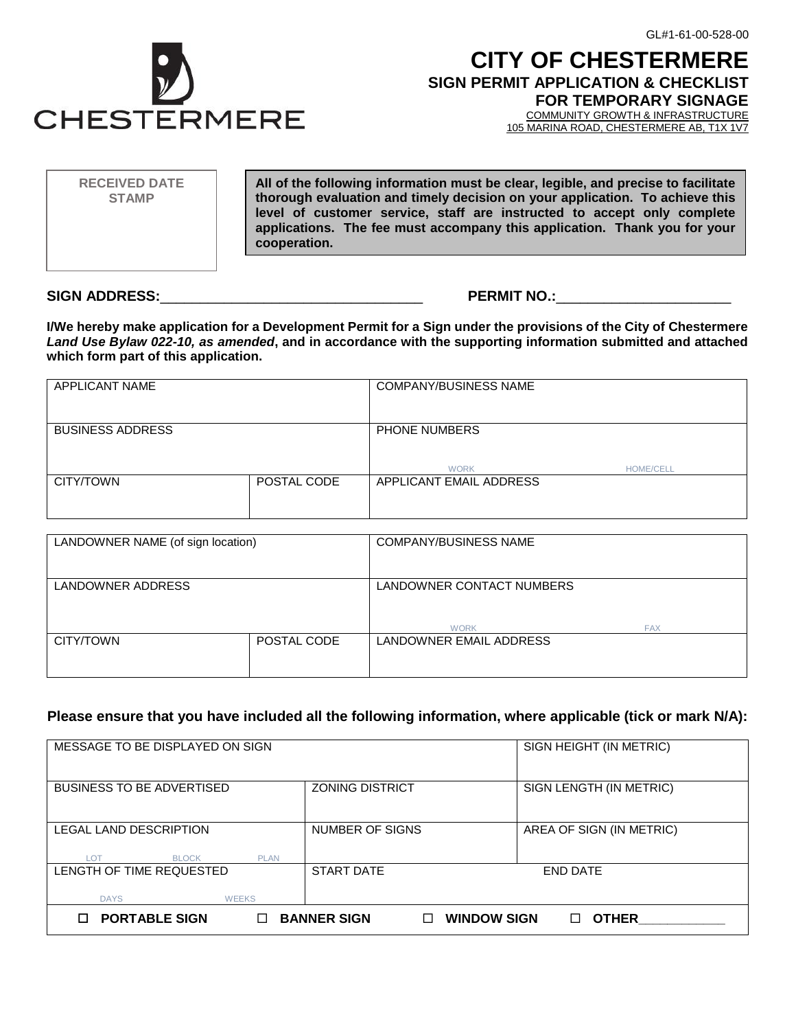GL#1-61-00-528-00

# CITY OF CHESTERMERE

## SIGN PERMIT APPLICATION & CHECKLIST FOR TEMPORARY SIGNAGE

COMMUNITY GROWTH & INFRASTRUCTURE
105 MARINA ROAD, CHESTERMERE AB, T1X 1V7

| RECEIVED DATE STAMP | **All of the following information must be clear, legible, and precise to facilitate thorough evaluation and timely decision on your application. To achieve this level of customer service, staff are instructed to accept only complete applications. The fee must accompany this application. Thank you for your cooperation.** |
|---|---|

**SIGN ADDRESS:**_________________________________ **PERMIT NO.:**______________________

**I/We hereby make application for a Development Permit for a Sign under the provisions of the City of Chestermere *Land Use Bylaw 022-10, as amended*, and in accordance with the supporting information submitted and attached which form part of this application.**

| APPLICANT NAME | | COMPANY/BUSINESS NAME |
|---|---|---|
| BUSINESS ADDRESS | | PHONE NUMBERS<br>WORK HOME/CELL |
| CITY/TOWN | POSTAL CODE | APPLICANT EMAIL ADDRESS |

| LANDOWNER NAME (of sign location) | | COMPANY/BUSINESS NAME |
|---|---|---|
| LANDOWNER ADDRESS | | LANDOWNER CONTACT NUMBERS<br>WORK FAX |
| CITY/TOWN | POSTAL CODE | LANDOWNER EMAIL ADDRESS |

**Please ensure that you have included all the following information, where applicable (tick or mark N/A):**

| MESSAGE TO BE DISPLAYED ON SIGN | | SIGN HEIGHT (IN METRIC) |
|---|---|---|
| BUSINESS TO BE ADVERTISED | ZONING DISTRICT | SIGN LENGTH (IN METRIC) |
| LEGAL LAND DESCRIPTION<br>LOT BLOCK PLAN | NUMBER OF SIGNS | AREA OF SIGN (IN METRIC) |
| LENGTH OF TIME REQUESTED<br>DAYS WEEKS | START DATE | END DATE |
| ☐ **PORTABLE SIGN** ☐ **BANNER SIGN** | ☐ **WINDOW SIGN** | ☐ **OTHER**____________ |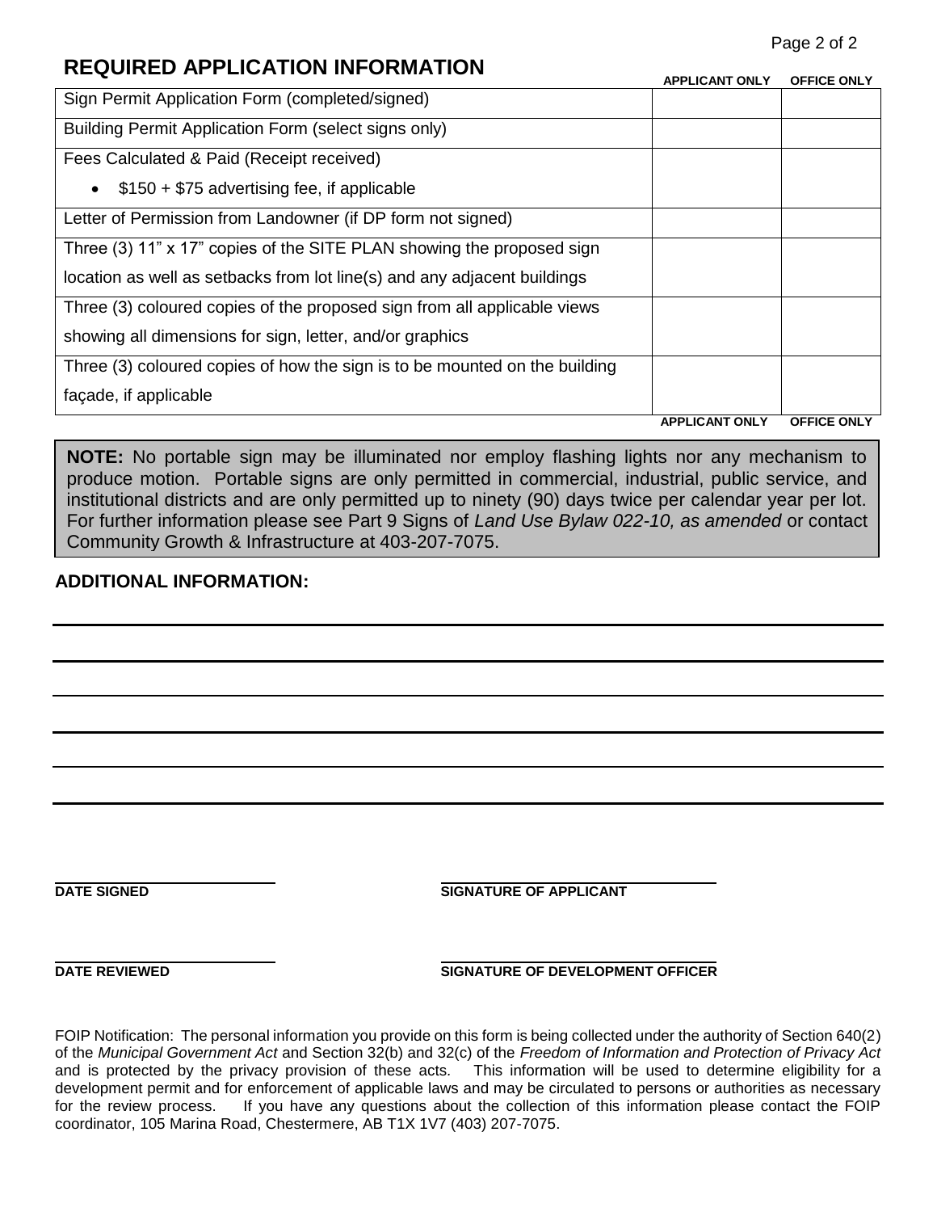## REQUIRED APPLICATION INFORMATION

| | APPLICANT ONLY | OFFICE ONLY |
|---|---|---|
| Sign Permit Application Form (completed/signed) | | |
| Building Permit Application Form (select signs only) | | |
| Fees Calculated & Paid (Receipt received)<br>• $150 + $75 advertising fee, if applicable | | |
| Letter of Permission from Landowner (if DP form not signed) | | |
| Three (3) 11" x 17" copies of the SITE PLAN showing the proposed sign location as well as setbacks from lot line(s) and any adjacent buildings | | |
| Three (3) coloured copies of the proposed sign from all applicable views showing all dimensions for sign, letter, and/or graphics | | |
| Three (3) coloured copies of how the sign is to be mounted on the building façade, if applicable | | |
| | APPLICANT ONLY | OFFICE ONLY |

**NOTE:** No portable sign may be illuminated nor employ flashing lights nor any mechanism to produce motion. Portable signs are only permitted in commercial, industrial, public service, and institutional districts and are only permitted up to ninety (90) days twice per calendar year per lot. For further information please see Part 9 Signs of *Land Use Bylaw 022-10, as amended* or contact Community Growth & Infrastructure at 403-207-7075.

### ADDITIONAL INFORMATION:

______________________________________________________________________

______________________________________________________________________

______________________________________________________________________

______________________________________________________________________

______________________________________________________________________

______________________________________________________________________

**DATE SIGNED** ____________________ **SIGNATURE OF APPLICANT** ____________________

**DATE REVIEWED** ____________________ **SIGNATURE OF DEVELOPMENT OFFICER** ____________________

FOIP Notification: The personal information you provide on this form is being collected under the authority of Section 640(2) of the *Municipal Government Act* and Section 32(b) and 32(c) of the *Freedom of Information and Protection of Privacy Act* and is protected by the privacy provision of these acts. This information will be used to determine eligibility for a development permit and for enforcement of applicable laws and may be circulated to persons or authorities as necessary for the review process. If you have any questions about the collection of this information please contact the FOIP coordinator, 105 Marina Road, Chestermere, AB T1X 1V7 (403) 207-7075.